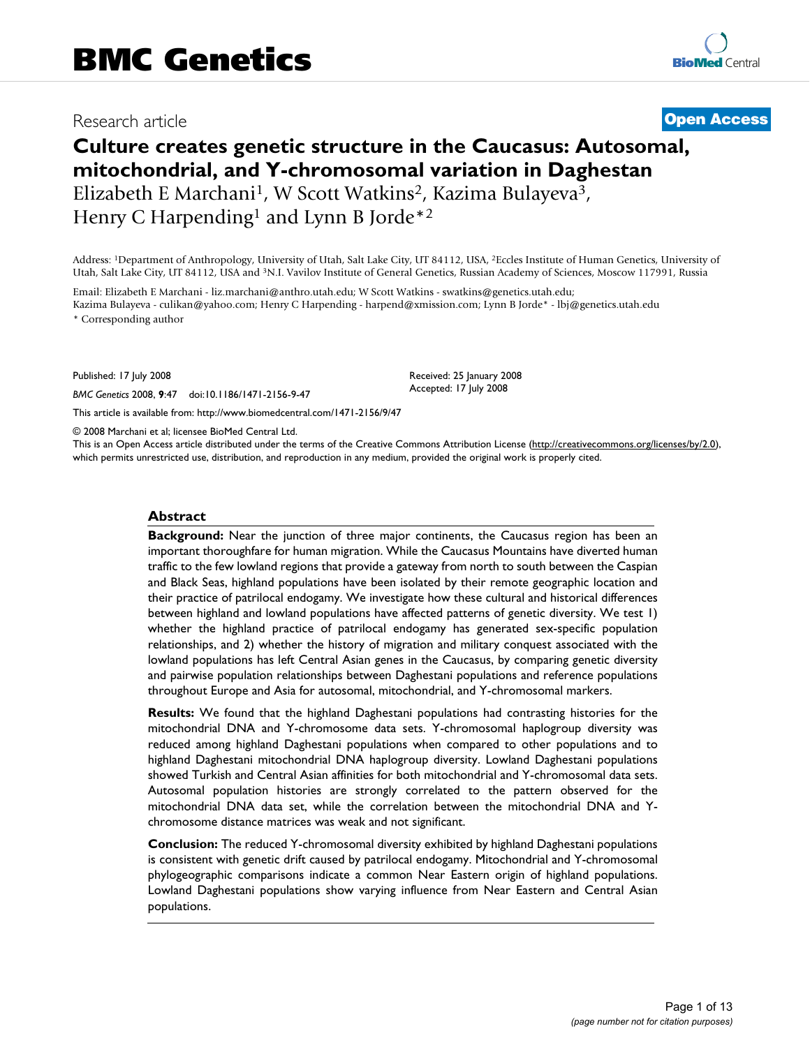# BMC Genetics

Research article

**Open Access**

# Culture creates genetic structure in the Caucasus: Autosomal, mitochondrial, and Y-chromosomal variation in Daghestan

Elizabeth E Marchani[1], W Scott Watkins[2], Kazima Bulayeva[3], Henry C Harpending[1] and Lynn B Jorde*[2]

Address: [1]Department of Anthropology, University of Utah, Salt Lake City, UT 84112, USA, [2]Eccles Institute of Human Genetics, University of Utah, Salt Lake City, UT 84112, USA and [3]N.I. Vavilov Institute of General Genetics, Russian Academy of Sciences, Moscow 117991, Russia

Email: Elizabeth E Marchani - liz.marchani@anthro.utah.edu; W Scott Watkins - swatkins@genetics.utah.edu; Kazima Bulayeva - culikan@yahoo.com; Henry C Harpending - harpend@xmission.com; Lynn B Jorde* - lbj@genetics.utah.edu

* Corresponding author

Published: 17 July 2008

*BMC Genetics* 2008, **9**:47 doi:10.1186/1471-2156-9-47

Received: 25 January 2008

Accepted: 17 July 2008

This article is available from: http://www.biomedcentral.com/1471-2156/9/47

© 2008 Marchani et al; licensee BioMed Central Ltd.

This is an Open Access article distributed under the terms of the Creative Commons Attribution License (http://creativecommons.org/licenses/by/2.0), which permits unrestricted use, distribution, and reproduction in any medium, provided the original work is properly cited.

## Abstract

**Background:** Near the junction of three major continents, the Caucasus region has been an important thoroughfare for human migration. While the Caucasus Mountains have diverted human traffic to the few lowland regions that provide a gateway from north to south between the Caspian and Black Seas, highland populations have been isolated by their remote geographic location and their practice of patrilocal endogamy. We investigate how these cultural and historical differences between highland and lowland populations have affected patterns of genetic diversity. We test 1) whether the highland practice of patrilocal endogamy has generated sex-specific population relationships, and 2) whether the history of migration and military conquest associated with the lowland populations has left Central Asian genes in the Caucasus, by comparing genetic diversity and pairwise population relationships between Daghestani populations and reference populations throughout Europe and Asia for autosomal, mitochondrial, and Y-chromosomal markers.

**Results:** We found that the highland Daghestani populations had contrasting histories for the mitochondrial DNA and Y-chromosome data sets. Y-chromosomal haplogroup diversity was reduced among highland Daghestani populations when compared to other populations and to highland Daghestani mitochondrial DNA haplogroup diversity. Lowland Daghestani populations showed Turkish and Central Asian affinities for both mitochondrial and Y-chromosomal data sets. Autosomal population histories are strongly correlated to the pattern observed for the mitochondrial DNA data set, while the correlation between the mitochondrial DNA and Y-chromosome distance matrices was weak and not significant.

**Conclusion:** The reduced Y-chromosomal diversity exhibited by highland Daghestani populations is consistent with genetic drift caused by patrilocal endogamy. Mitochondrial and Y-chromosomal phylogeographic comparisons indicate a common Near Eastern origin of highland populations. Lowland Daghestani populations show varying influence from Near Eastern and Central Asian populations.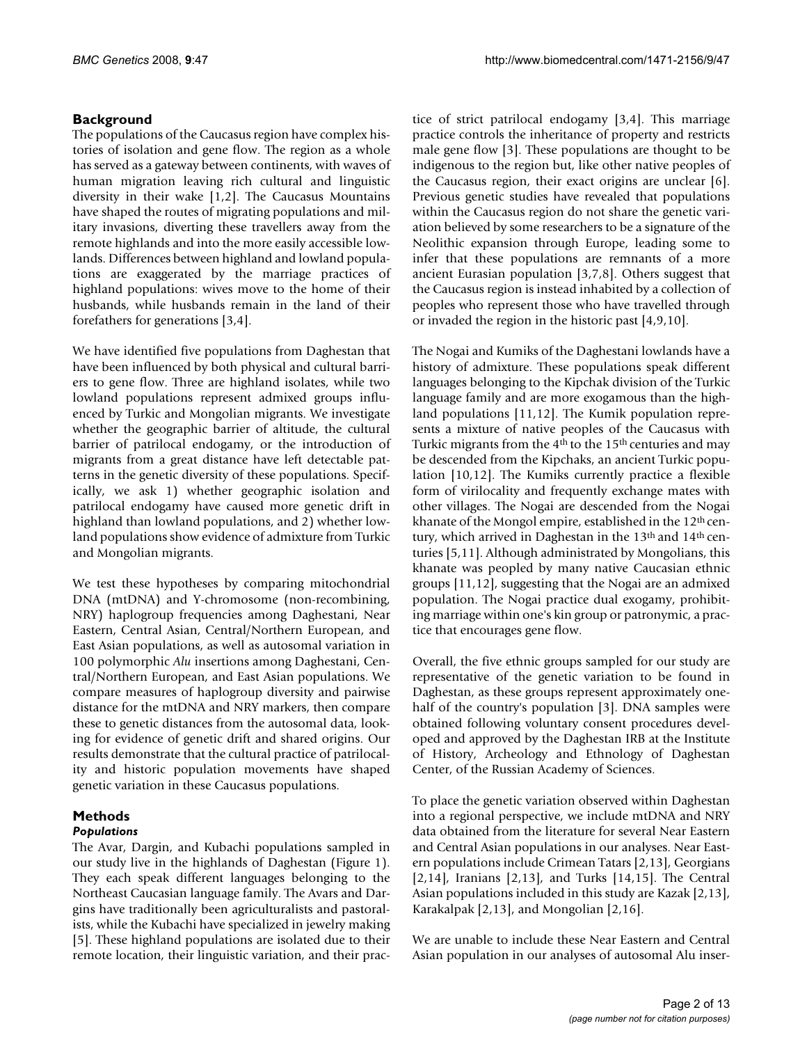## Background

The populations of the Caucasus region have complex histories of isolation and gene flow. The region as a whole has served as a gateway between continents, with waves of human migration leaving rich cultural and linguistic diversity in their wake [1,2]. The Caucasus Mountains have shaped the routes of migrating populations and military invasions, diverting these travellers away from the remote highlands and into the more easily accessible lowlands. Differences between highland and lowland populations are exaggerated by the marriage practices of highland populations: wives move to the home of their husbands, while husbands remain in the land of their forefathers for generations [3,4].

We have identified five populations from Daghestan that have been influenced by both physical and cultural barriers to gene flow. Three are highland isolates, while two lowland populations represent admixed groups influenced by Turkic and Mongolian migrants. We investigate whether the geographic barrier of altitude, the cultural barrier of patrilocal endogamy, or the introduction of migrants from a great distance have left detectable patterns in the genetic diversity of these populations. Specifically, we ask 1) whether geographic isolation and patrilocal endogamy have caused more genetic drift in highland than lowland populations, and 2) whether lowland populations show evidence of admixture from Turkic and Mongolian migrants.

We test these hypotheses by comparing mitochondrial DNA (mtDNA) and Y-chromosome (non-recombining, NRY) haplogroup frequencies among Daghestani, Near Eastern, Central Asian, Central/Northern European, and East Asian populations, as well as autosomal variation in 100 polymorphic *Alu* insertions among Daghestani, Central/Northern European, and East Asian populations. We compare measures of haplogroup diversity and pairwise distance for the mtDNA and NRY markers, then compare these to genetic distances from the autosomal data, looking for evidence of genetic drift and shared origins. Our results demonstrate that the cultural practice of patrilocality and historic population movements have shaped genetic variation in these Caucasus populations.

## Methods

### *Populations*

The Avar, Dargin, and Kubachi populations sampled in our study live in the highlands of Daghestan (Figure 1). They each speak different languages belonging to the Northeast Caucasian language family. The Avars and Dargins have traditionally been agriculturalists and pastoralists, while the Kubachi have specialized in jewelry making [5]. These highland populations are isolated due to their remote location, their linguistic variation, and their practice of strict patrilocal endogamy [3,4]. This marriage practice controls the inheritance of property and restricts male gene flow [3]. These populations are thought to be indigenous to the region but, like other native peoples of the Caucasus region, their exact origins are unclear [6]. Previous genetic studies have revealed that populations within the Caucasus region do not share the genetic variation believed by some researchers to be a signature of the Neolithic expansion through Europe, leading some to infer that these populations are remnants of a more ancient Eurasian population [3,7,8]. Others suggest that the Caucasus region is instead inhabited by a collection of peoples who represent those who have travelled through or invaded the region in the historic past [4,9,10].

The Nogai and Kumiks of the Daghestani lowlands have a history of admixture. These populations speak different languages belonging to the Kipchak division of the Turkic language family and are more exogamous than the highland populations [11,12]. The Kumik population represents a mixture of native peoples of the Caucasus with Turkic migrants from the 4th to the 15th centuries and may be descended from the Kipchaks, an ancient Turkic population [10,12]. The Kumiks currently practice a flexible form of virilocality and frequently exchange mates with other villages. The Nogai are descended from the Nogai khanate of the Mongol empire, established in the 12th century, which arrived in Daghestan in the 13th and 14th centuries [5,11]. Although administrated by Mongolians, this khanate was peopled by many native Caucasian ethnic groups [11,12], suggesting that the Nogai are an admixed population. The Nogai practice dual exogamy, prohibiting marriage within one's kin group or patronymic, a practice that encourages gene flow.

Overall, the five ethnic groups sampled for our study are representative of the genetic variation to be found in Daghestan, as these groups represent approximately one-half of the country's population [3]. DNA samples were obtained following voluntary consent procedures developed and approved by the Daghestan IRB at the Institute of History, Archeology and Ethnology of Daghestan Center, of the Russian Academy of Sciences.

To place the genetic variation observed within Daghestan into a regional perspective, we include mtDNA and NRY data obtained from the literature for several Near Eastern and Central Asian populations in our analyses. Near Eastern populations include Crimean Tatars [2,13], Georgians [2,14], Iranians [2,13], and Turks [14,15]. The Central Asian populations included in this study are Kazak [2,13], Karakalpak [2,13], and Mongolian [2,16].

We are unable to include these Near Eastern and Central Asian population in our analyses of autosomal Alu inser-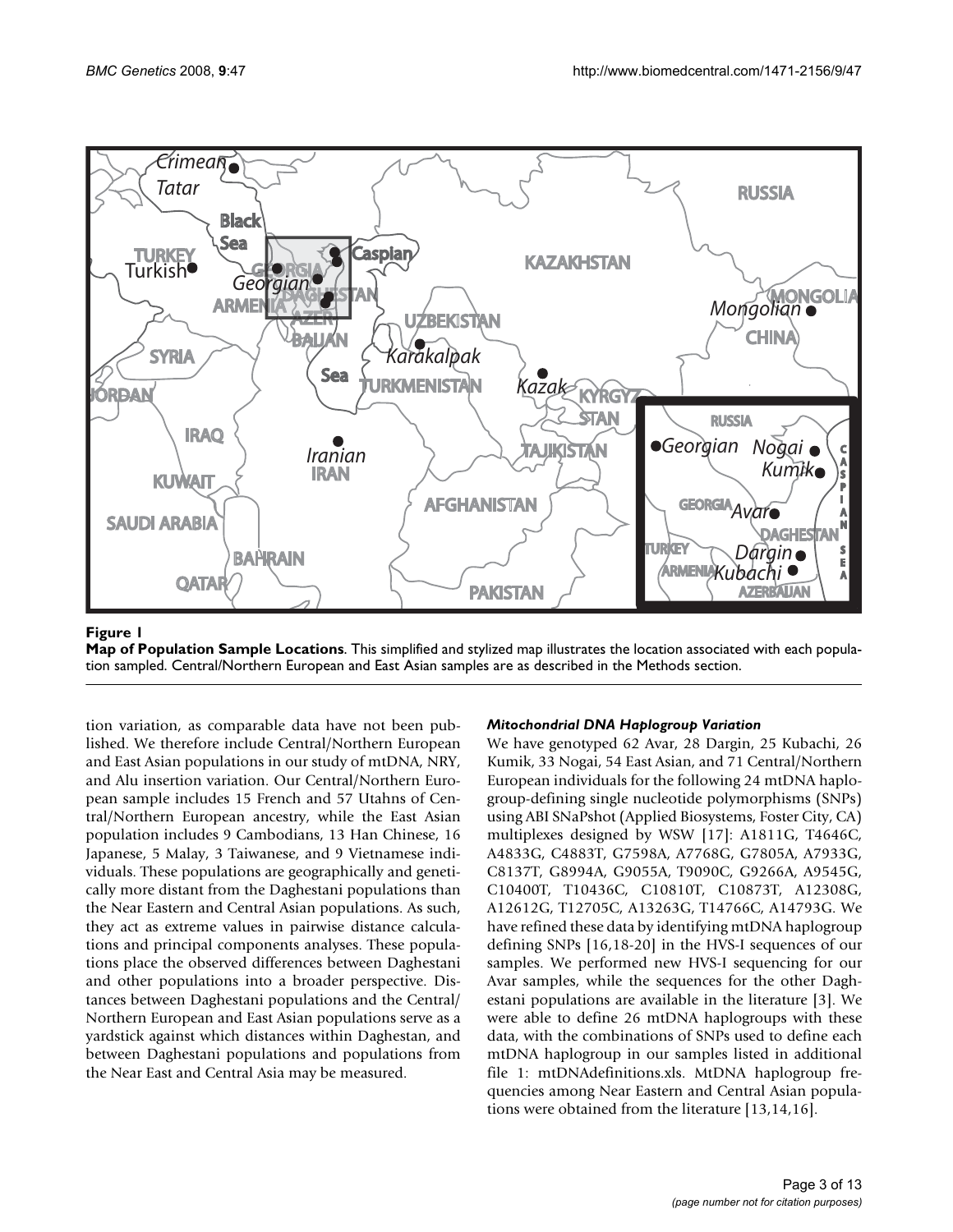**Figure 1**

**Map of Population Sample Locations**. This simplified and stylized map illustrates the location associated with each population sampled. Central/Northern European and East Asian samples are as described in the Methods section.

tion variation, as comparable data have not been published. We therefore include Central/Northern European and East Asian populations in our study of mtDNA, NRY, and Alu insertion variation. Our Central/Northern European sample includes 15 French and 57 Utahns of Central/Northern European ancestry, while the East Asian population includes 9 Cambodians, 13 Han Chinese, 16 Japanese, 5 Malay, 3 Taiwanese, and 9 Vietnamese individuals. These populations are geographically and genetically more distant from the Daghestani populations than the Near Eastern and Central Asian populations. As such, they act as extreme values in pairwise distance calculations and principal components analyses. These populations place the observed differences between Daghestani and other populations into a broader perspective. Distances between Daghestani populations and the Central/Northern European and East Asian populations serve as a yardstick against which distances within Daghestan, and between Daghestani populations and populations from the Near East and Central Asia may be measured.

#### *Mitochondrial DNA Haplogroup Variation*

We have genotyped 62 Avar, 28 Dargin, 25 Kubachi, 26 Kumik, 33 Nogai, 54 East Asian, and 71 Central/Northern European individuals for the following 24 mtDNA haplogroup-defining single nucleotide polymorphisms (SNPs) using ABI SNaPshot (Applied Biosystems, Foster City, CA) multiplexes designed by WSW [17]: A1811G, T4646C, A4833G, C4883T, G7598A, A7768G, G7805A, A7933G, C8137T, G8994A, G9055A, T9090C, G9266A, A9545G, C10400T, T10436C, C10810T, C10873T, A12308G, A12612G, T12705C, A13263G, T14766C, A14793G. We have refined these data by identifying mtDNA haplogroup defining SNPs [16,18-20] in the HVS-I sequences of our samples. We performed new HVS-I sequencing for our Avar samples, while the sequences for the other Daghestani populations are available in the literature [3]. We were able to define 26 mtDNA haplogroups with these data, with the combinations of SNPs used to define each mtDNA haplogroup in our samples listed in additional file 1: mtDNAdefinitions.xls. MtDNA haplogroup frequencies among Near Eastern and Central Asian populations were obtained from the literature [13,14,16].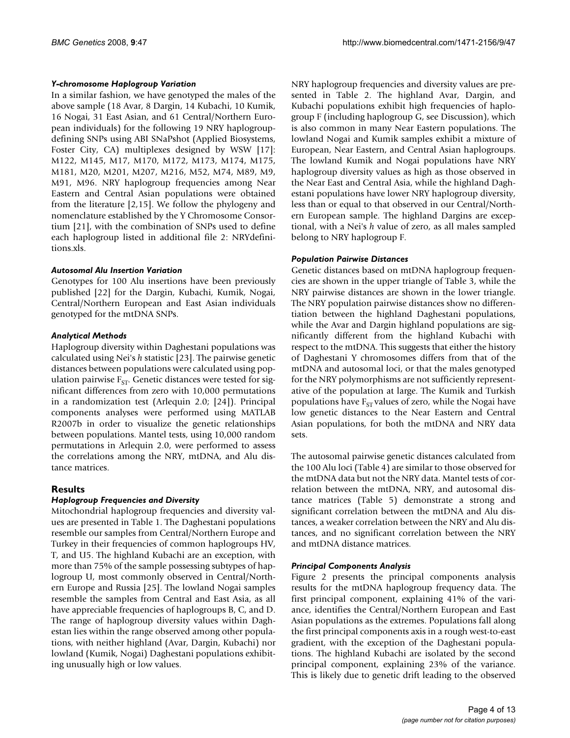### *Y-chromosome Haplogroup Variation*

In a similar fashion, we have genotyped the males of the above sample (18 Avar, 8 Dargin, 14 Kubachi, 10 Kumik, 16 Nogai, 31 East Asian, and 61 Central/Northern European individuals) for the following 19 NRY haplogroup-defining SNPs using ABI SNaPshot (Applied Biosystems, Foster City, CA) multiplexes designed by WSW [17]: M122, M145, M17, M170, M172, M173, M174, M175, M181, M20, M201, M207, M216, M52, M74, M89, M9, M91, M96. NRY haplogroup frequencies among Near Eastern and Central Asian populations were obtained from the literature [2,15]. We follow the phylogeny and nomenclature established by the Y Chromosome Consortium [21], with the combination of SNPs used to define each haplogroup listed in additional file 2: NRYdefinitions.xls.

### *Autosomal Alu Insertion Variation*

Genotypes for 100 Alu insertions have been previously published [22] for the Dargin, Kubachi, Kumik, Nogai, Central/Northern European and East Asian individuals genotyped for the mtDNA SNPs.

### *Analytical Methods*

Haplogroup diversity within Daghestani populations was calculated using Nei's *h* statistic [23]. The pairwise genetic distances between populations were calculated using population pairwise $F_{ST}$. Genetic distances were tested for significant differences from zero with 10,000 permutations in a randomization test (Arlequin 2.0; [24]). Principal components analyses were performed using MATLAB R2007b in order to visualize the genetic relationships between populations. Mantel tests, using 10,000 random permutations in Arlequin 2.0, were performed to assess the correlations among the NRY, mtDNA, and Alu distance matrices.

## Results

### *Haplogroup Frequencies and Diversity*

Mitochondrial haplogroup frequencies and diversity values are presented in Table 1. The Daghestani populations resemble our samples from Central/Northern Europe and Turkey in their frequencies of common haplogroups HV, T, and U5. The highland Kubachi are an exception, with more than 75% of the sample possessing subtypes of haplogroup U, most commonly observed in Central/Northern Europe and Russia [25]. The lowland Nogai samples resemble the samples from Central and East Asia, as all have appreciable frequencies of haplogroups B, C, and D. The range of haplogroup diversity values within Daghestan lies within the range observed among other populations, with neither highland (Avar, Dargin, Kubachi) nor lowland (Kumik, Nogai) Daghestani populations exhibiting unusually high or low values.

NRY haplogroup frequencies and diversity values are presented in Table 2. The highland Avar, Dargin, and Kubachi populations exhibit high frequencies of haplogroup F (including haplogroup G, see Discussion), which is also common in many Near Eastern populations. The lowland Nogai and Kumik samples exhibit a mixture of European, Near Eastern, and Central Asian haplogroups. The lowland Kumik and Nogai populations have NRY haplogroup diversity values as high as those observed in the Near East and Central Asia, while the highland Daghestani populations have lower NRY haplogroup diversity, less than or equal to that observed in our Central/Northern European sample. The highland Dargins are exceptional, with a Nei's *h* value of zero, as all males sampled belong to NRY haplogroup F.

### *Population Pairwise Distances*

Genetic distances based on mtDNA haplogroup frequencies are shown in the upper triangle of Table 3, while the NRY pairwise distances are shown in the lower triangle. The NRY population pairwise distances show no differentiation between the highland Daghestani populations, while the Avar and Dargin highland populations are significantly different from the highland Kubachi with respect to the mtDNA. This suggests that either the history of Daghestani Y chromosomes differs from that of the mtDNA and autosomal loci, or that the males genotyped for the NRY polymorphisms are not sufficiently representative of the population at large. The Kumik and Turkish populations have $F_{ST}$ values of zero, while the Nogai have low genetic distances to the Near Eastern and Central Asian populations, for both the mtDNA and NRY data sets.

The autosomal pairwise genetic distances calculated from the 100 Alu loci (Table 4) are similar to those observed for the mtDNA data but not the NRY data. Mantel tests of correlation between the mtDNA, NRY, and autosomal distance matrices (Table 5) demonstrate a strong and significant correlation between the mtDNA and Alu distances, a weaker correlation between the NRY and Alu distances, and no significant correlation between the NRY and mtDNA distance matrices.

### *Principal Components Analysis*

Figure 2 presents the principal components analysis results for the mtDNA haplogroup frequency data. The first principal component, explaining 41% of the variance, identifies the Central/Northern European and East Asian populations as the extremes. Populations fall along the first principal components axis in a rough west-to-east gradient, with the exception of the Daghestani populations. The highland Kubachi are isolated by the second principal component, explaining 23% of the variance. This is likely due to genetic drift leading to the observed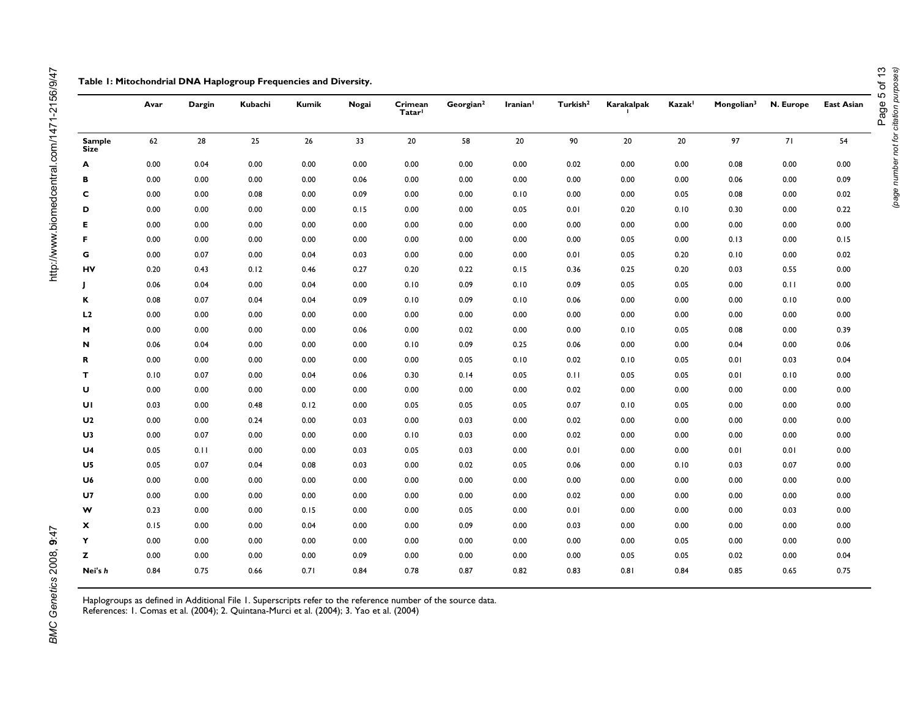**Table 1: Mitochondrial DNA Haplogroup Frequencies and Diversity.**

| | Avar | Dargin | Kubachi | Kumik | Nogai | Crimean Tatar[1] | Georgian[2] | Iranian[1] | Turkish[2] | Karakalpak[1] | Kazak[1] | Mongolian[3] | N. Europe | East Asian |
|---|---|---|---|---|---|---|---|---|---|---|---|---|---|---|
| **Sample Size** | 62 | 28 | 25 | 26 | 33 | 20 | 58 | 20 | 90 | 20 | 20 | 97 | 71 | 54 |
| **A** | 0.00 | 0.04 | 0.00 | 0.00 | 0.00 | 0.00 | 0.00 | 0.00 | 0.02 | 0.00 | 0.00 | 0.08 | 0.00 | 0.00 |
| **B** | 0.00 | 0.00 | 0.00 | 0.00 | 0.06 | 0.00 | 0.00 | 0.00 | 0.00 | 0.00 | 0.00 | 0.06 | 0.00 | 0.09 |
| **C** | 0.00 | 0.00 | 0.08 | 0.00 | 0.09 | 0.00 | 0.00 | 0.10 | 0.00 | 0.00 | 0.05 | 0.08 | 0.00 | 0.02 |
| **D** | 0.00 | 0.00 | 0.00 | 0.00 | 0.15 | 0.00 | 0.00 | 0.05 | 0.01 | 0.20 | 0.10 | 0.30 | 0.00 | 0.22 |
| **E** | 0.00 | 0.00 | 0.00 | 0.00 | 0.00 | 0.00 | 0.00 | 0.00 | 0.00 | 0.00 | 0.00 | 0.00 | 0.00 | 0.00 |
| **F** | 0.00 | 0.00 | 0.00 | 0.00 | 0.00 | 0.00 | 0.00 | 0.00 | 0.00 | 0.05 | 0.00 | 0.13 | 0.00 | 0.15 |
| **G** | 0.00 | 0.07 | 0.00 | 0.04 | 0.03 | 0.00 | 0.00 | 0.00 | 0.01 | 0.05 | 0.20 | 0.10 | 0.00 | 0.02 |
| **HV** | 0.20 | 0.43 | 0.12 | 0.46 | 0.27 | 0.20 | 0.22 | 0.15 | 0.36 | 0.25 | 0.20 | 0.03 | 0.55 | 0.00 |
| **J** | 0.06 | 0.04 | 0.00 | 0.04 | 0.00 | 0.10 | 0.09 | 0.10 | 0.09 | 0.05 | 0.05 | 0.00 | 0.11 | 0.00 |
| **K** | 0.08 | 0.07 | 0.04 | 0.04 | 0.09 | 0.10 | 0.09 | 0.10 | 0.06 | 0.00 | 0.00 | 0.00 | 0.10 | 0.00 |
| **L2** | 0.00 | 0.00 | 0.00 | 0.00 | 0.00 | 0.00 | 0.00 | 0.00 | 0.00 | 0.00 | 0.00 | 0.00 | 0.00 | 0.00 |
| **M** | 0.00 | 0.00 | 0.00 | 0.00 | 0.06 | 0.00 | 0.02 | 0.00 | 0.00 | 0.10 | 0.05 | 0.08 | 0.00 | 0.39 |
| **N** | 0.06 | 0.04 | 0.00 | 0.00 | 0.00 | 0.10 | 0.09 | 0.25 | 0.06 | 0.00 | 0.00 | 0.04 | 0.00 | 0.06 |
| **R** | 0.00 | 0.00 | 0.00 | 0.00 | 0.00 | 0.00 | 0.05 | 0.10 | 0.02 | 0.10 | 0.05 | 0.01 | 0.03 | 0.04 |
| **T** | 0.10 | 0.07 | 0.00 | 0.04 | 0.06 | 0.30 | 0.14 | 0.05 | 0.11 | 0.05 | 0.05 | 0.01 | 0.10 | 0.00 |
| **U** | 0.00 | 0.00 | 0.00 | 0.00 | 0.00 | 0.00 | 0.00 | 0.00 | 0.02 | 0.00 | 0.00 | 0.00 | 0.00 | 0.00 |
| **U1** | 0.03 | 0.00 | 0.48 | 0.12 | 0.00 | 0.05 | 0.05 | 0.05 | 0.07 | 0.10 | 0.05 | 0.00 | 0.00 | 0.00 |
| **U2** | 0.00 | 0.00 | 0.24 | 0.00 | 0.03 | 0.00 | 0.03 | 0.00 | 0.02 | 0.00 | 0.00 | 0.00 | 0.00 | 0.00 |
| **U3** | 0.00 | 0.07 | 0.00 | 0.00 | 0.00 | 0.10 | 0.03 | 0.00 | 0.02 | 0.00 | 0.00 | 0.00 | 0.00 | 0.00 |
| **U4** | 0.05 | 0.11 | 0.00 | 0.00 | 0.03 | 0.05 | 0.03 | 0.00 | 0.01 | 0.00 | 0.00 | 0.01 | 0.01 | 0.00 |
| **U5** | 0.05 | 0.07 | 0.04 | 0.08 | 0.03 | 0.00 | 0.02 | 0.05 | 0.06 | 0.00 | 0.10 | 0.03 | 0.07 | 0.00 |
| **U6** | 0.00 | 0.00 | 0.00 | 0.00 | 0.00 | 0.00 | 0.00 | 0.00 | 0.00 | 0.00 | 0.00 | 0.00 | 0.00 | 0.00 |
| **U7** | 0.00 | 0.00 | 0.00 | 0.00 | 0.00 | 0.00 | 0.00 | 0.00 | 0.02 | 0.00 | 0.00 | 0.00 | 0.00 | 0.00 |
| **W** | 0.23 | 0.00 | 0.00 | 0.15 | 0.00 | 0.00 | 0.05 | 0.00 | 0.01 | 0.00 | 0.00 | 0.00 | 0.03 | 0.00 |
| **X** | 0.15 | 0.00 | 0.00 | 0.04 | 0.00 | 0.00 | 0.09 | 0.00 | 0.03 | 0.00 | 0.00 | 0.00 | 0.00 | 0.00 |
| **Y** | 0.00 | 0.00 | 0.00 | 0.00 | 0.00 | 0.00 | 0.00 | 0.00 | 0.00 | 0.00 | 0.05 | 0.00 | 0.00 | 0.00 |
| **Z** | 0.00 | 0.00 | 0.00 | 0.00 | 0.09 | 0.00 | 0.00 | 0.00 | 0.00 | 0.05 | 0.05 | 0.02 | 0.00 | 0.04 |
| **Nei's *h*** | 0.84 | 0.75 | 0.66 | 0.71 | 0.84 | 0.78 | 0.87 | 0.82 | 0.83 | 0.81 | 0.84 | 0.85 | 0.65 | 0.75 |

Haplogroups as defined in Additional File 1. Superscripts refer to the reference number of the source data.
References: 1. Comas et al. (2004); 2. Quintana-Murci et al. (2004); 3. Yao et al. (2004)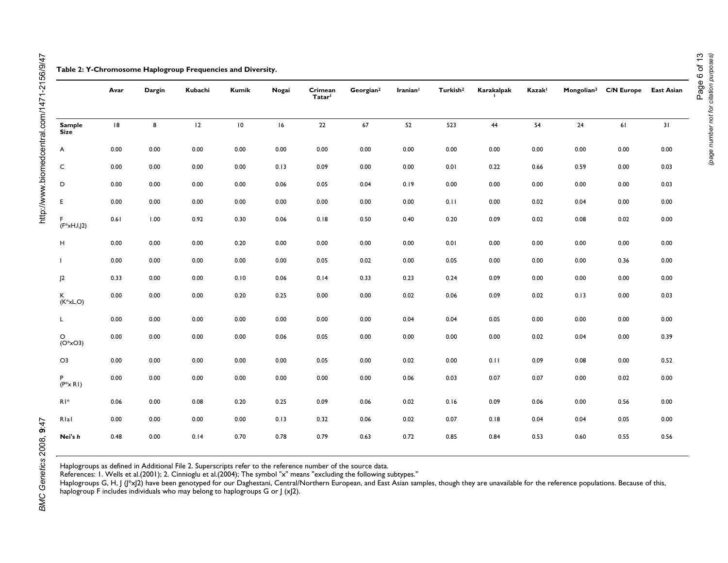**Table 2: Y-Chromosome Haplogroup Frequencies and Diversity.**

| | Avar | Dargin | Kubachi | Kumik | Nogai | Crimean Tatar[1] | Georgian[2] | Iranian[1] | Turkish[2] | Karakalpak[1] | Kazak[1] | Mongolian[3] | C/N Europe | East Asian |
|---|---|---|---|---|---|---|---|---|---|---|---|---|---|---|
| Sample Size | 18 | 8 | 12 | 10 | 16 | 22 | 67 | 52 | 523 | 44 | 54 | 24 | 61 | 31 |
| A | 0.00 | 0.00 | 0.00 | 0.00 | 0.00 | 0.00 | 0.00 | 0.00 | 0.00 | 0.00 | 0.00 | 0.00 | 0.00 | 0.00 |
| C | 0.00 | 0.00 | 0.00 | 0.00 | 0.13 | 0.09 | 0.00 | 0.00 | 0.01 | 0.22 | 0.66 | 0.59 | 0.00 | 0.03 |
| D | 0.00 | 0.00 | 0.00 | 0.00 | 0.06 | 0.05 | 0.04 | 0.19 | 0.00 | 0.00 | 0.00 | 0.00 | 0.00 | 0.03 |
| E | 0.00 | 0.00 | 0.00 | 0.00 | 0.00 | 0.00 | 0.00 | 0.00 | 0.11 | 0.00 | 0.02 | 0.04 | 0.00 | 0.00 |
| F (F*xH,I,J2) | 0.61 | 1.00 | 0.92 | 0.30 | 0.06 | 0.18 | 0.50 | 0.40 | 0.20 | 0.09 | 0.02 | 0.08 | 0.02 | 0.00 |
| H | 0.00 | 0.00 | 0.00 | 0.20 | 0.00 | 0.00 | 0.00 | 0.00 | 0.01 | 0.00 | 0.00 | 0.00 | 0.00 | 0.00 |
| I | 0.00 | 0.00 | 0.00 | 0.00 | 0.00 | 0.05 | 0.02 | 0.00 | 0.05 | 0.00 | 0.00 | 0.00 | 0.36 | 0.00 |
| J2 | 0.33 | 0.00 | 0.00 | 0.10 | 0.06 | 0.14 | 0.33 | 0.23 | 0.24 | 0.09 | 0.00 | 0.00 | 0.00 | 0.00 |
| K (K*xL,O) | 0.00 | 0.00 | 0.00 | 0.20 | 0.25 | 0.00 | 0.00 | 0.02 | 0.06 | 0.09 | 0.02 | 0.13 | 0.00 | 0.03 |
| L | 0.00 | 0.00 | 0.00 | 0.00 | 0.00 | 0.00 | 0.00 | 0.04 | 0.04 | 0.05 | 0.00 | 0.00 | 0.00 | 0.00 |
| O (O*xO3) | 0.00 | 0.00 | 0.00 | 0.00 | 0.06 | 0.05 | 0.00 | 0.00 | 0.00 | 0.00 | 0.02 | 0.04 | 0.00 | 0.39 |
| O3 | 0.00 | 0.00 | 0.00 | 0.00 | 0.00 | 0.05 | 0.00 | 0.02 | 0.00 | 0.11 | 0.09 | 0.08 | 0.00 | 0.52 |
| P (P*x R1) | 0.00 | 0.00 | 0.00 | 0.00 | 0.00 | 0.00 | 0.00 | 0.06 | 0.03 | 0.07 | 0.07 | 0.00 | 0.02 | 0.00 |
| R1* | 0.06 | 0.00 | 0.08 | 0.20 | 0.25 | 0.09 | 0.06 | 0.02 | 0.16 | 0.09 | 0.06 | 0.00 | 0.56 | 0.00 |
| R1a1 | 0.00 | 0.00 | 0.00 | 0.00 | 0.13 | 0.32 | 0.06 | 0.02 | 0.07 | 0.18 | 0.04 | 0.04 | 0.05 | 0.00 |
| **Nei's *h*** | 0.48 | 0.00 | 0.14 | 0.70 | 0.78 | 0.79 | 0.63 | 0.72 | 0.85 | 0.84 | 0.53 | 0.60 | 0.55 | 0.56 |

Haplogroups as defined in Additional File 2. Superscripts refer to the reference number of the source data.
References: 1. Wells et al.(2001); 2. Cinnioglu et al.(2004); The symbol "x" means "excluding the following subtypes."
Haplogroups G, H, J (J*xJ2) have been genotyped for our Daghestani, Central/Northern European, and East Asian samples, though they are unavailable for the reference populations. Because of this, haplogroup F includes individuals who may belong to haplogroups G or J (xJ2).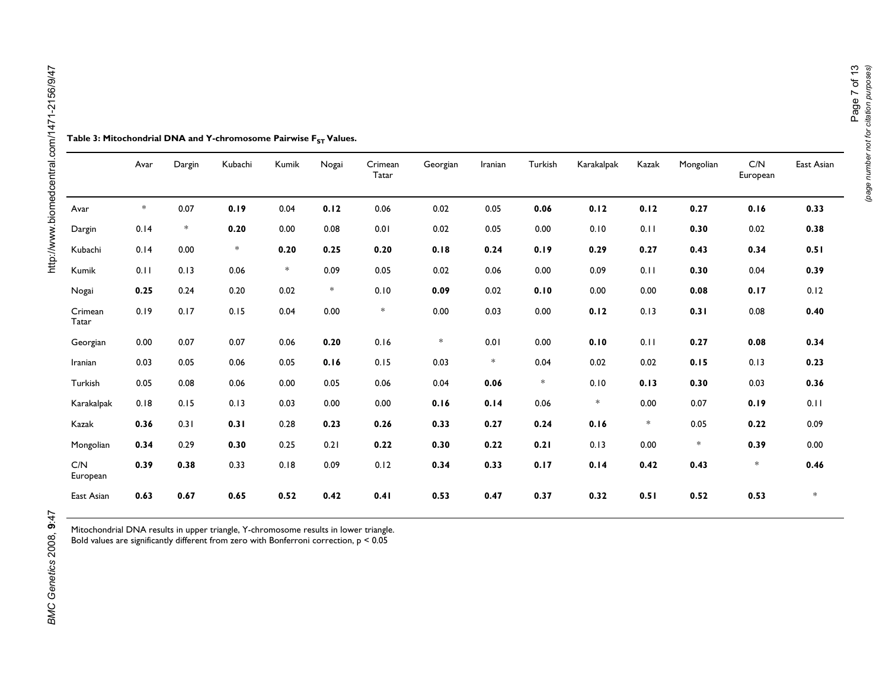**Table 3: Mitochondrial DNA and Y-chromosome Pairwise $F_{ST}$ Values.**

| | Avar | Dargin | Kubachi | Kumik | Nogai | Crimean Tatar | Georgian | Iranian | Turkish | Karakalpak | Kazak | Mongolian | C/N European | East Asian |
|---|---|---|---|---|---|---|---|---|---|---|---|---|---|---|
| Avar | * | 0.07 | **0.19** | 0.04 | **0.12** | 0.06 | 0.02 | 0.05 | **0.06** | **0.12** | **0.12** | **0.27** | **0.16** | **0.33** |
| Dargin | 0.14 | * | **0.20** | 0.00 | 0.08 | 0.01 | 0.02 | 0.05 | 0.00 | 0.10 | 0.11 | **0.30** | 0.02 | **0.38** |
| Kubachi | 0.14 | 0.00 | * | **0.20** | **0.25** | **0.20** | **0.18** | **0.24** | **0.19** | **0.29** | **0.27** | **0.43** | **0.34** | **0.51** |
| Kumik | 0.11 | 0.13 | 0.06 | * | 0.09 | 0.05 | 0.02 | 0.06 | 0.00 | 0.09 | 0.11 | **0.30** | 0.04 | **0.39** |
| Nogai | **0.25** | 0.24 | 0.20 | 0.02 | * | 0.10 | **0.09** | 0.02 | **0.10** | 0.00 | 0.00 | **0.08** | **0.17** | 0.12 |
| Crimean Tatar | 0.19 | 0.17 | 0.15 | 0.04 | 0.00 | * | 0.00 | 0.03 | 0.00 | **0.12** | 0.13 | **0.31** | 0.08 | **0.40** |
| Georgian | 0.00 | 0.07 | 0.07 | 0.06 | **0.20** | 0.16 | * | 0.01 | 0.00 | **0.10** | 0.11 | **0.27** | **0.08** | **0.34** |
| Iranian | 0.03 | 0.05 | 0.06 | 0.05 | **0.16** | 0.15 | 0.03 | * | 0.04 | 0.02 | 0.02 | **0.15** | 0.13 | **0.23** |
| Turkish | 0.05 | 0.08 | 0.06 | 0.00 | 0.05 | 0.06 | 0.04 | **0.06** | * | 0.10 | **0.13** | **0.30** | 0.03 | **0.36** |
| Karakalpak | 0.18 | 0.15 | 0.13 | 0.03 | 0.00 | 0.00 | **0.16** | **0.14** | 0.06 | * | 0.00 | 0.07 | **0.19** | 0.11 |
| Kazak | **0.36** | 0.31 | **0.31** | 0.28 | **0.23** | **0.26** | **0.33** | **0.27** | **0.24** | **0.16** | * | 0.05 | **0.22** | 0.09 |
| Mongolian | **0.34** | 0.29 | **0.30** | 0.25 | 0.21 | **0.22** | **0.30** | **0.22** | **0.21** | 0.13 | 0.00 | * | **0.39** | 0.00 |
| C/N European | **0.39** | **0.38** | 0.33 | 0.18 | 0.09 | 0.12 | **0.34** | **0.33** | **0.17** | **0.14** | **0.42** | **0.43** | * | **0.46** |
| East Asian | **0.63** | **0.67** | **0.65** | **0.52** | **0.42** | **0.41** | **0.53** | **0.47** | **0.37** | **0.32** | **0.51** | **0.52** | **0.53** | * |

Mitochondrial DNA results in upper triangle, Y-chromosome results in lower triangle.
Bold values are significantly different from zero with Bonferroni correction, $p < 0.05$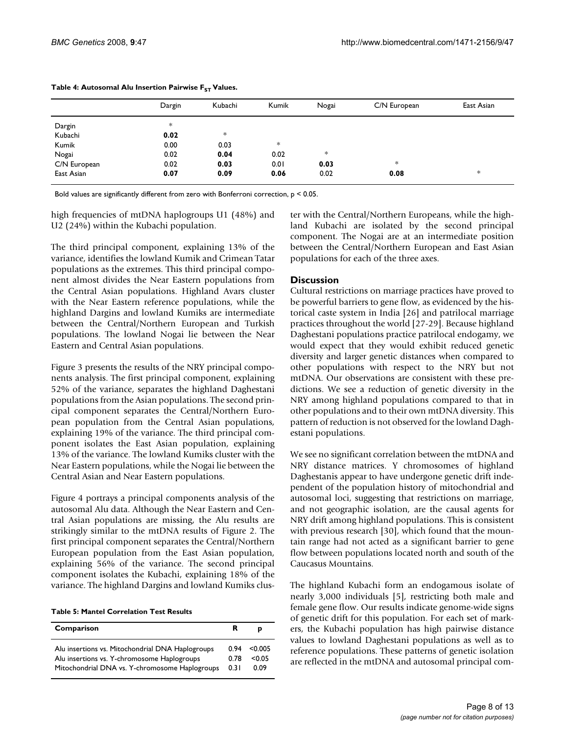**Table 4: Autosomal Alu Insertion Pairwise $F_{ST}$ Values.**

| | Dargin | Kubachi | Kumik | Nogai | C/N European | East Asian |
|---|---|---|---|---|---|---|
| Dargin | * | | | | | |
| Kubachi | **0.02** | * | | | | |
| Kumik | 0.00 | 0.03 | * | | | |
| Nogai | 0.02 | **0.04** | 0.02 | * | | |
| C/N European | 0.02 | **0.03** | 0.01 | **0.03** | * | |
| East Asian | **0.07** | **0.09** | **0.06** | 0.02 | **0.08** | * |

Bold values are significantly different from zero with Bonferroni correction, $p < 0.05$.

high frequencies of mtDNA haplogroups U1 (48%) and U2 (24%) within the Kubachi population.

The third principal component, explaining 13% of the variance, identifies the lowland Kumik and Crimean Tatar populations as the extremes. This third principal component almost divides the Near Eastern populations from the Central Asian populations. Highland Avars cluster with the Near Eastern reference populations, while the highland Dargins and lowland Kumiks are intermediate between the Central/Northern European and Turkish populations. The lowland Nogai lie between the Near Eastern and Central Asian populations.

Figure 3 presents the results of the NRY principal components analysis. The first principal component, explaining 52% of the variance, separates the highland Daghestani populations from the Asian populations. The second principal component separates the Central/Northern European population from the Central Asian populations, explaining 19% of the variance. The third principal component isolates the East Asian population, explaining 13% of the variance. The lowland Kumiks cluster with the Near Eastern populations, while the Nogai lie between the Central Asian and Near Eastern populations.

Figure 4 portrays a principal components analysis of the autosomal Alu data. Although the Near Eastern and Central Asian populations are missing, the Alu results are strikingly similar to the mtDNA results of Figure 2. The first principal component separates the Central/Northern European population from the East Asian population, explaining 56% of the variance. The second principal component isolates the Kubachi, explaining 18% of the variance. The highland Dargins and lowland Kumiks cluster with the Central/Northern Europeans, while the highland Kubachi are isolated by the second principal component. The Nogai are at an intermediate position between the Central/Northern European and East Asian populations for each of the three axes.

**Table 5: Mantel Correlation Test Results**

| Comparison | R | p |
|---|---|---|
| Alu insertions vs. Mitochondrial DNA Haplogroups | 0.94 | <0.005 |
| Alu insertions vs. Y-chromosome Haplogroups | 0.78 | <0.05 |
| Mitochondrial DNA vs. Y-chromosome Haplogroups | 0.31 | 0.09 |

## Discussion

Cultural restrictions on marriage practices have proved to be powerful barriers to gene flow, as evidenced by the historical caste system in India [26] and patrilocal marriage practices throughout the world [27-29]. Because highland Daghestani populations practice patrilocal endogamy, we would expect that they would exhibit reduced genetic diversity and larger genetic distances when compared to other populations with respect to the NRY but not mtDNA. Our observations are consistent with these predictions. We see a reduction of genetic diversity in the NRY among highland populations compared to that in other populations and to their own mtDNA diversity. This pattern of reduction is not observed for the lowland Daghestani populations.

We see no significant correlation between the mtDNA and NRY distance matrices. Y chromosomes of highland Daghestanis appear to have undergone genetic drift independent of the population history of mitochondrial and autosomal loci, suggesting that restrictions on marriage, and not geographic isolation, are the causal agents for NRY drift among highland populations. This is consistent with previous research [30], which found that the mountain range had not acted as a significant barrier to gene flow between populations located north and south of the Caucasus Mountains.

The highland Kubachi form an endogamous isolate of nearly 3,000 individuals [5], restricting both male and female gene flow. Our results indicate genome-wide signs of genetic drift for this population. For each set of markers, the Kubachi population has high pairwise distance values to lowland Daghestani populations as well as to reference populations. These patterns of genetic isolation are reflected in the mtDNA and autosomal principal com-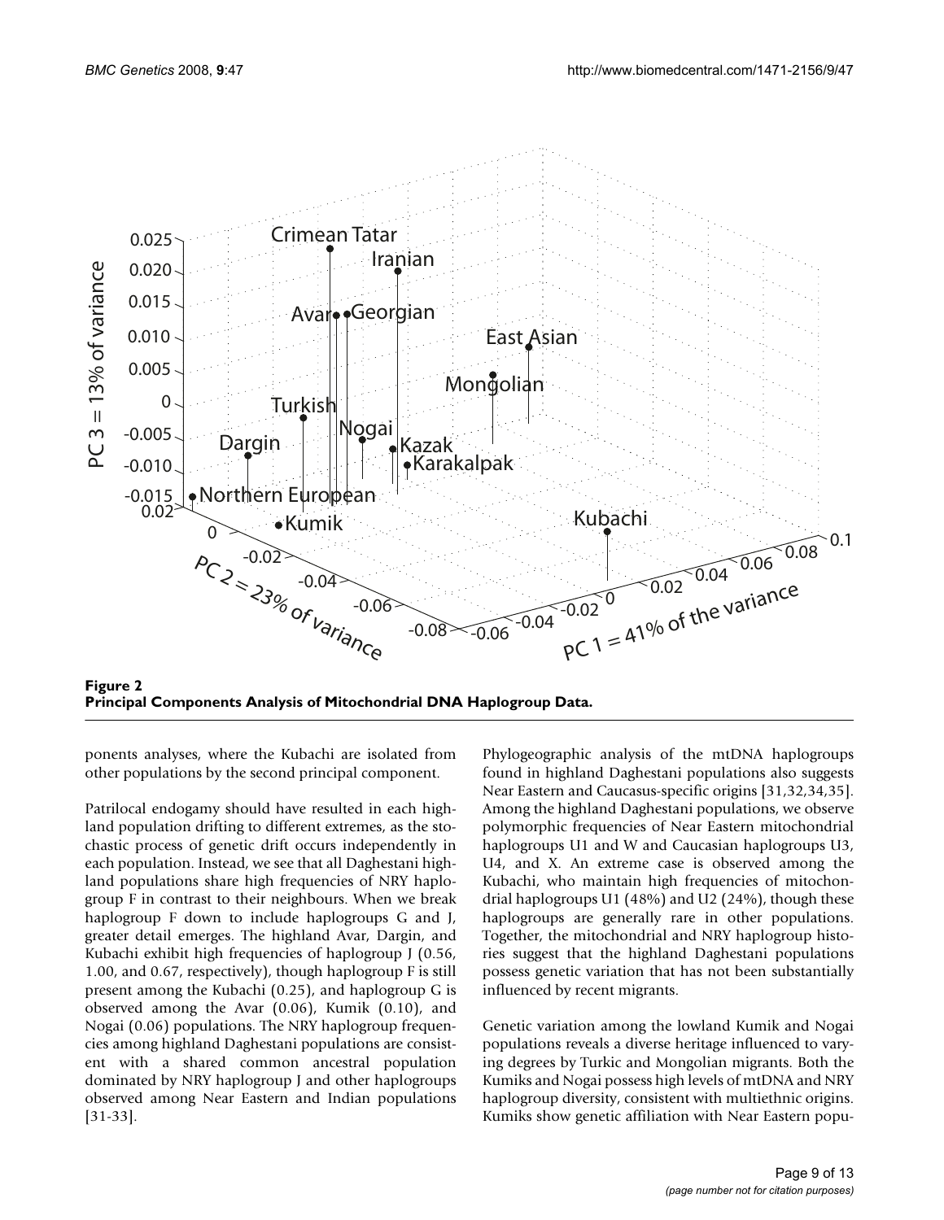**Figure 2**
**Principal Components Analysis of Mitochondrial DNA Haplogroup Data.**

ponents analyses, where the Kubachi are isolated from other populations by the second principal component.

Patrilocal endogamy should have resulted in each highland population drifting to different extremes, as the stochastic process of genetic drift occurs independently in each population. Instead, we see that all Daghestani highland populations share high frequencies of NRY haplogroup F in contrast to their neighbours. When we break haplogroup F down to include haplogroups G and J, greater detail emerges. The highland Avar, Dargin, and Kubachi exhibit high frequencies of haplogroup J (0.56, 1.00, and 0.67, respectively), though haplogroup F is still present among the Kubachi (0.25), and haplogroup G is observed among the Avar (0.06), Kumik (0.10), and Nogai (0.06) populations. The NRY haplogroup frequencies among highland Daghestani populations are consistent with a shared common ancestral population dominated by NRY haplogroup J and other haplogroups observed among Near Eastern and Indian populations [31-33].

Phylogeographic analysis of the mtDNA haplogroups found in highland Daghestani populations also suggests Near Eastern and Caucasus-specific origins [31,32,34,35]. Among the highland Daghestani populations, we observe polymorphic frequencies of Near Eastern mitochondrial haplogroups U1 and W and Caucasian haplogroups U3, U4, and X. An extreme case is observed among the Kubachi, who maintain high frequencies of mitochondrial haplogroups U1 (48%) and U2 (24%), though these haplogroups are generally rare in other populations. Together, the mitochondrial and NRY haplogroup histories suggest that the highland Daghestani populations possess genetic variation that has not been substantially influenced by recent migrants.

Genetic variation among the lowland Kumik and Nogai populations reveals a diverse heritage influenced to varying degrees by Turkic and Mongolian migrants. Both the Kumiks and Nogai possess high levels of mtDNA and NRY haplogroup diversity, consistent with multiethnic origins. Kumiks show genetic affiliation with Near Eastern popu-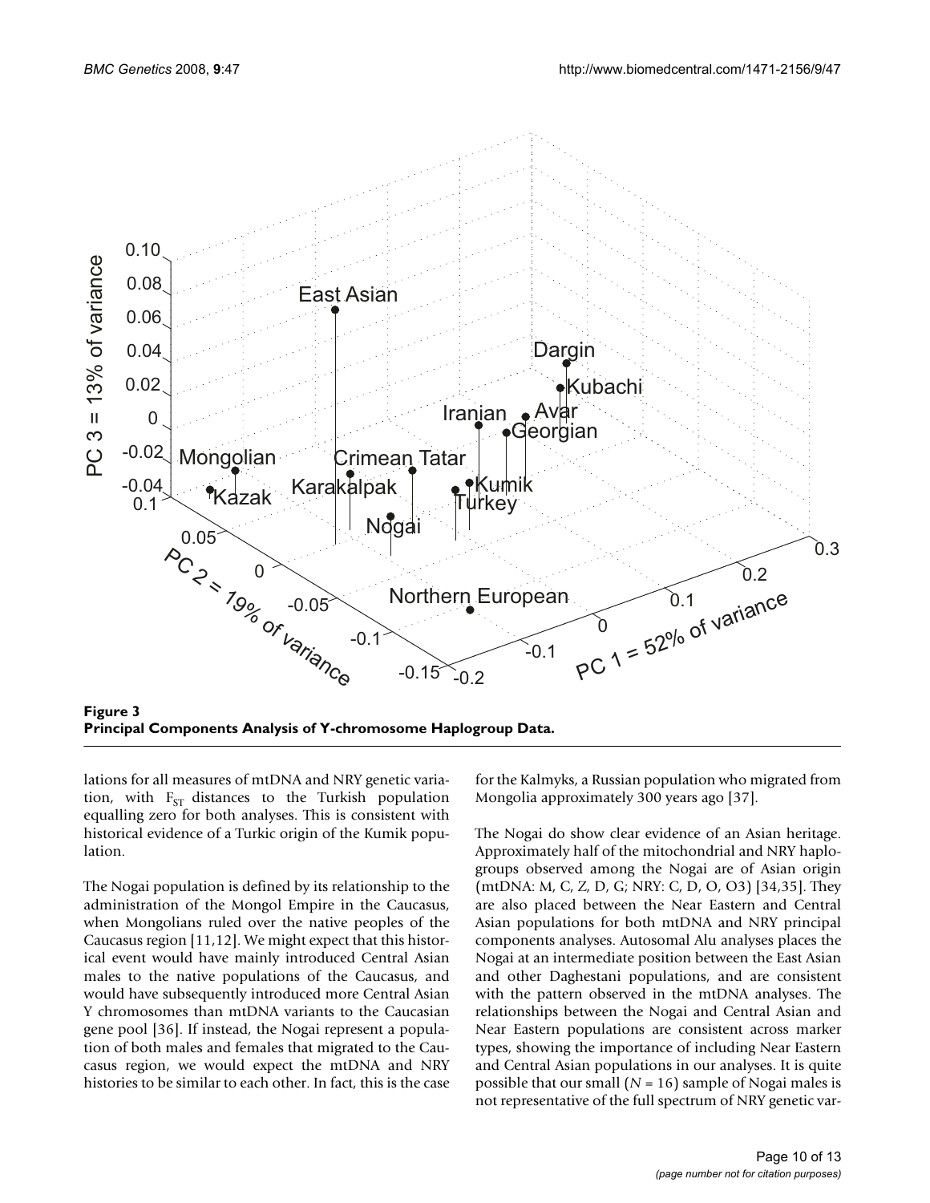**Figure 3**
**Principal Components Analysis of Y-chromosome Haplogroup Data.**

lations for all measures of mtDNA and NRY genetic variation, with $F_{ST}$ distances to the Turkish population equalling zero for both analyses. This is consistent with historical evidence of a Turkic origin of the Kumik population.

The Nogai population is defined by its relationship to the administration of the Mongol Empire in the Caucasus, when Mongolians ruled over the native peoples of the Caucasus region [11,12]. We might expect that this historical event would have mainly introduced Central Asian males to the native populations of the Caucasus, and would have subsequently introduced more Central Asian Y chromosomes than mtDNA variants to the Caucasian gene pool [36]. If instead, the Nogai represent a population of both males and females that migrated to the Caucasus region, we would expect the mtDNA and NRY histories to be similar to each other. In fact, this is the case for the Kalmyks, a Russian population who migrated from Mongolia approximately 300 years ago [37].

The Nogai do show clear evidence of an Asian heritage. Approximately half of the mitochondrial and NRY haplogroups observed among the Nogai are of Asian origin (mtDNA: M, C, Z, D, G; NRY: C, D, O, O3) [34,35]. They are also placed between the Near Eastern and Central Asian populations for both mtDNA and NRY principal components analyses. Autosomal Alu analyses places the Nogai at an intermediate position between the East Asian and other Daghestani populations, and are consistent with the pattern observed in the mtDNA analyses. The relationships between the Nogai and Central Asian and Near Eastern populations are consistent across marker types, showing the importance of including Near Eastern and Central Asian populations in our analyses. It is quite possible that our small ($N$ = 16) sample of Nogai males is not representative of the full spectrum of NRY genetic var-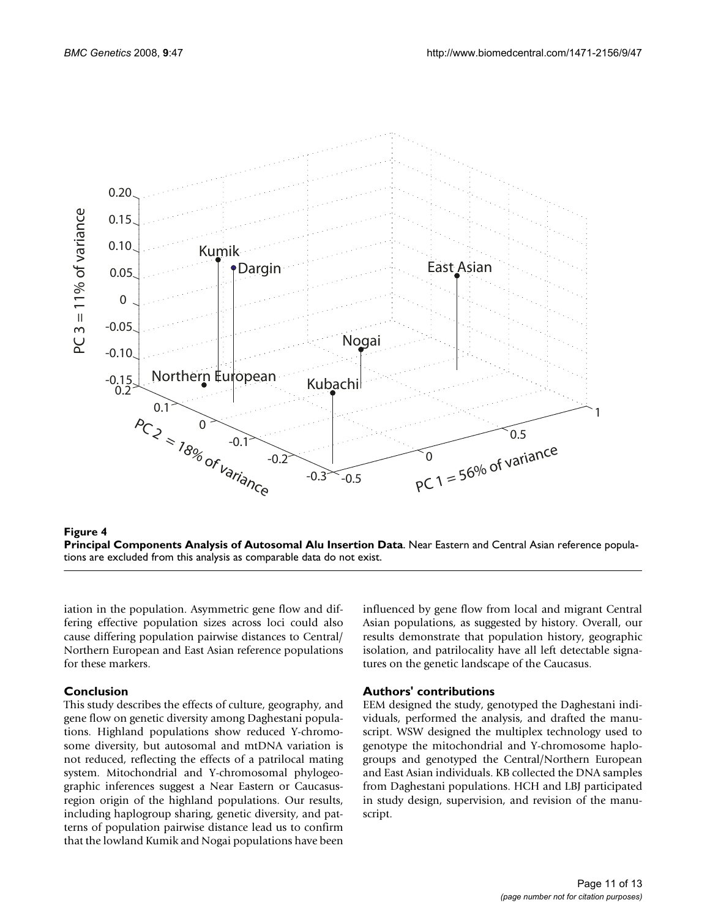**Figure 4**

**Principal Components Analysis of Autosomal Alu Insertion Data**. Near Eastern and Central Asian reference populations are excluded from this analysis as comparable data do not exist.

iation in the population. Asymmetric gene flow and differing effective population sizes across loci could also cause differing population pairwise distances to Central/Northern European and East Asian reference populations for these markers.

## Conclusion

This study describes the effects of culture, geography, and gene flow on genetic diversity among Daghestani populations. Highland populations show reduced Y-chromosome diversity, but autosomal and mtDNA variation is not reduced, reflecting the effects of a patrilocal mating system. Mitochondrial and Y-chromosomal phylogeographic inferences suggest a Near Eastern or Caucasus-region origin of the highland populations. Our results, including haplogroup sharing, genetic diversity, and patterns of population pairwise distance lead us to confirm that the lowland Kumik and Nogai populations have been influenced by gene flow from local and migrant Central Asian populations, as suggested by history. Overall, our results demonstrate that population history, geographic isolation, and patrilocality have all left detectable signatures on the genetic landscape of the Caucasus.

## Authors' contributions

EEM designed the study, genotyped the Daghestani individuals, performed the analysis, and drafted the manuscript. WSW designed the multiplex technology used to genotype the mitochondrial and Y-chromosome haplogroups and genotyped the Central/Northern European and East Asian individuals. KB collected the DNA samples from Daghestani populations. HCH and LBJ participated in study design, supervision, and revision of the manuscript.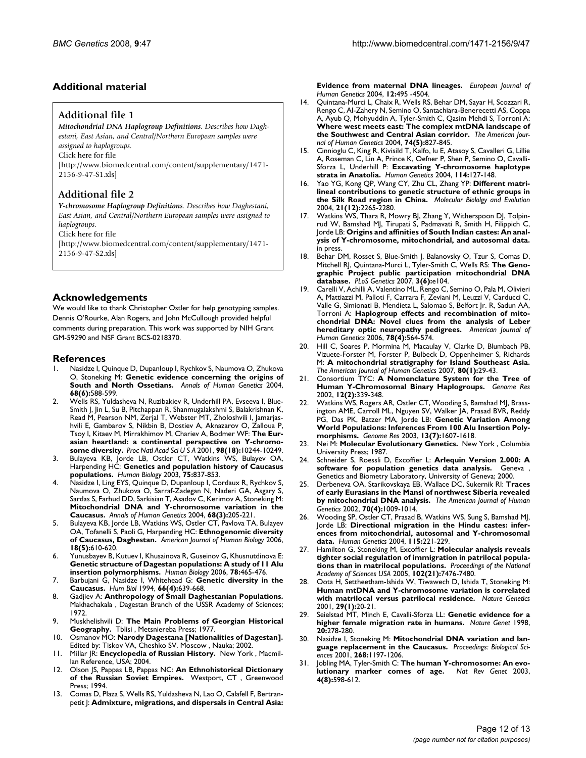## Additional material

### Additional file 1

*Mitochondrial DNA Haplogroup Definitions. Describes how Daghestani, East Asian, and Central/Northern European samples were assigned to haplogroups.*
Click here for file
[http://www.biomedcentral.com/content/supplementary/1471-2156-9-47-S1.xls]

### Additional file 2

*Y-chromosome Haplogroup Definitions. Describes how Daghestani, East Asian, and Central/Northern European samples were assigned to haplogroups.*
Click here for file
[http://www.biomedcentral.com/content/supplementary/1471-2156-9-47-S2.xls]

## Acknowledgements

We would like to thank Christopher Ostler for help genotyping samples. Dennis O'Rourke, Alan Rogers, and John McCullough provided helpful comments during preparation. This work was supported by NIH Grant GM-59290 and NSF Grant BCS-0218370.

## References

1. Nasidze I, Quinque D, Dupanloup I, Rychkov S, Naumova O, Zhukova O, Stoneking M: **Genetic evidence concerning the origins of South and North Ossetians.** *Annals of Human Genetics* 2004, **68(6):**588-599.
2. Wells RS, Yuldasheva N, Ruzibakiev R, Underhill PA, Evseeva I, Blue-Smith J, Jin L, Su B, Pitchappan R, Shanmugalakshmi S, Balakrishnan K, Read M, Pearson NM, Zerjal T, Webster MT, Zholoshvili I, Jamarjashvili E, Gambarov S, Nikbin B, Dostiev A, Aknazarov O, Zalloua P, Tsoy I, Kitaev M, Mirrakhimov M, Chariev A, Bodmer WF: **The Eurasian heartland: a continental perspective on Y-chromosome diversity.** *Proc Natl Acad Sci U S A* 2001, **98(18):**10244-10249.
3. Bulayeva KB, Jorde LB, Ostler CT, Watkins WS, Bulayev OA, Harpending HC: **Genetics and population history of Caucasus populations.** *Human Biology* 2003, **75:**837-853.
4. Nasidze I, Ling EYS, Quinque D, Dupanloup I, Cordaux R, Rychkov S, Naumova O, Zhukova O, Sarraf-Zadegan N, Naderi GA, Asgary S, Sardas S, Farhud DD, Sarkisian T, Asadov C, Kerimov A, Stoneking M: **Mitochondrial DNA and Y-chromosome variation in the Caucasus.** *Annals of Human Genetics* 2004, **68(3):**205-221.
5. Bulayeva KB, Jorde LB, Watkins WS, Ostler CT, Pavlova TA, Bulayev OA, Tofanelli S, Paoli G, Harpending HC: **Ethnogenomic diversity of Caucasus, Daghestan.** *American Journal of Human Biology* 2006, **18(5):**610-620.
6. Yunusbayev B, Kutuev I, Khusainova R, Guseinov G, Khusnutdinova E: **Genetic structure of Dagestan populations: A study of 11 Alu insertion polymorphisms.** *Human Biology* 2006, **78:**465-476.
7. Barbujani G, Nasidze I, Whitehead G: **Genetic diversity in the Caucasus.** *Hum Biol* 1994, **66(4):**639-668.
8. Gadjiev A: **Anthropology of Small Daghestanian Populations.** Makhachakala , Dagestan Branch of the USSR Academy of Sciences; 1972.
9. Muskhelishvili D: **The Main Problems of Georgian Historical Geography.** Tblisi , Metsniereba Press; 1977.
10. Osmanov MO: **Narody Dagestana [Nationalities of Dagestan].** Edited by: Tiskov VA, Cheshko SV. Moscow , Nauka; 2002.
11. Millar JR: **Encyclopedia of Russian History.** New York , Macmillan Reference, USA; 2004.
12. Olson JS, Pappas LB, Pappas NC: **An Ethnohistorical Dictionary of the Russian Soviet Empires.** Westport, CT , Greenwood Press; 1994.
13. Comas D, Plaza S, Wells RS, Yuldaseva N, Lao O, Calafell F, Bertranpetit J: **Admixture, migrations, and dispersals in Central Asia: Evidence from maternal DNA lineages.** *European Journal of Human Genetics* 2004, **12:**495 -4504.
14. Quintana-Murci L, Chaix R, Wells RS, Behar DM, Sayar H, Scozzari R, Rengo C, Al-Zahery N, Semino O, Santachiara-Benerecetti AS, Coppa A, Ayub Q, Mohyuddin A, Tyler-Smith C, Qasim Mehdi S, Torroni A: **Where west meets east: The complex mtDNA landscape of the Southwest and Central Asian corridor.** *The American Journal of Human Genetics* 2004, **74(5):**827-845.
15. Cinnioglu C, King R, Kivisild T, Kalfo, lu E, Atasoy S, Cavalleri G, Lillie A, Roseman C, Lin A, Prince K, Oefner P, Shen P, Semino O, Cavalli-Sforza L, Underhill P: **Excavating Y-chromosome haplotype strata in Anatolia.** *Human Genetics* 2004, **114:**127-148.
16. Yao YG, Kong QP, Wang CY, Zhu CL, Zhang YP: **Different matrilineal contributions to genetic structure of ethnic groups in the Silk Road region in China.** *Molecular Biololgy and Evolution* 2004, **21(12):**2265-2280.
17. Watkins WS, Thara R, Mowry BJ, Zhang Y, Witherspoon DJ, Tolpinrud W, Bamshad MJ, Tirupati S, Padmavati R, Smith H, Filippich C, Jorde LB: **Origins and affinities of South Indian castes: An analysis of Y-chromosome, mitochondrial, and autosomal data.** in press.
18. Behar DM, Rosset S, Blue-Smith J, Balanovsky O, Tzur S, Comas D, Mitchell RJ, Quintana-Murci L, Tyler-Smith C, Wells RS: **The Genographic Project public participation mitochondrial DNA database.** *PLoS Genetics* 2007, **3(6):**e104.
19. Carelli V, Achilli A, Valentino ML, Rengo C, Semino O, Pala M, Olivieri A, Mattiazzi M, Palloti F, Carrara F, Zeviani M, Leuzzi V, Carducci C, Valle G, Simionati B, Mendieta L, Salomao S, Belfort Jr. R, Sadun AA, Torroni A: **Haplogroup effects and recombination of mitochondrial DNA: Novel clues from the analysis of Leber hereditary optic neuropathy pedigrees.** *American Journal of Human Genetics* 2006, **78(4):**564-574.
20. Hill C, Soares P, Mormina M, Macaulay V, Clarke D, Blumbach PB, Vizuete-Forster M, Forster P, Bulbeck D, Oppenheimer S, Richards M: **A mitochondrial stratigraphy for Island Southeast Asia.** *The American Journal of Human Genetics* 2007, **80(1):**29-43.
21. Consortium TYC: **A Nomenclature System for the Tree of Human Y-Chromosomal Binary Haplogroups.** *Genome Res* 2002, **12(2):**339-348.
22. Watkins WS, Rogers AR, Ostler CT, Wooding S, Bamshad MJ, Brassington AME, Carroll ML, Nguyen SV, Walker JA, Prasad BVR, Reddy PG, Das PK, Batzer MA, Jorde LB: **Genetic Variation Among World Populations: Inferences From 100 Alu Insertion Polymorphisms.** *Genome Res* 2003, **13(7):**1607-1618.
23. Nei M: **Molecular Evolutionary Genetics.** New York , Columbia University Press; 1987.
24. Schneider S, Roessli D, Excoffier L: **Arlequin Version 2.000: A software for population genetics data analysis.** Geneva , Genetics and Biometry Laboratory, University of Geneva; 2000.
25. Derbeneva OA, Starikovskaya EB, Wallace DC, Sukernik RI: **Traces of early Eurasians in the Mansi of northwest Siberia revealed by mitochondrial DNA analysis.** *The American Journal of Human Genetics* 2002, **70(4):**1009-1014.
26. Wooding SP, Ostler CT, Prasad B, Watkins WS, Sung S, Bamshad MJ, Jorde LB: **Directional migration in the Hindu castes: inferences from mitochondrial, autosomal and Y-chromosomal data.** *Human Genetics* 2004, **115:**221-229.
27. Hamilton G, Stoneking M, Excoffier L: **Molecular analysis reveals tighter social regulation of immigration in patrilocal populations than in matrilocal populations.** *Proceedings of the National Academy of Sciences USA* 2005, **102(21):**7476-7480.
28. Oota H, Settheetham-Ishida W, Tiwawech D, Ishida T, Stoneking M: **Human mtDNA and Y-chromosome variation is correlated with matrilocal versus patrilocal residence.** *Nature Genetics* 2001, **29(1):**20-21.
29. Seielstad MT, Minch E, Cavalli-Sforza LL: **Genetic evidence for a higher female migration rate in humans.** *Nature Genet* 1998, **20:**278-280.
30. Nasidze I, Stoneking M: **Mitochondrial DNA variation and language replacement in the Caucasus.** *Proceedings: Biological Sciences* 2001, **268:**1197-1206.
31. Jobling MA, Tyler-Smith C: **The human Y-chromosome: An evolutionary marker comes of age.** *Nat Rev Genet* 2003, **4(8):**598-612.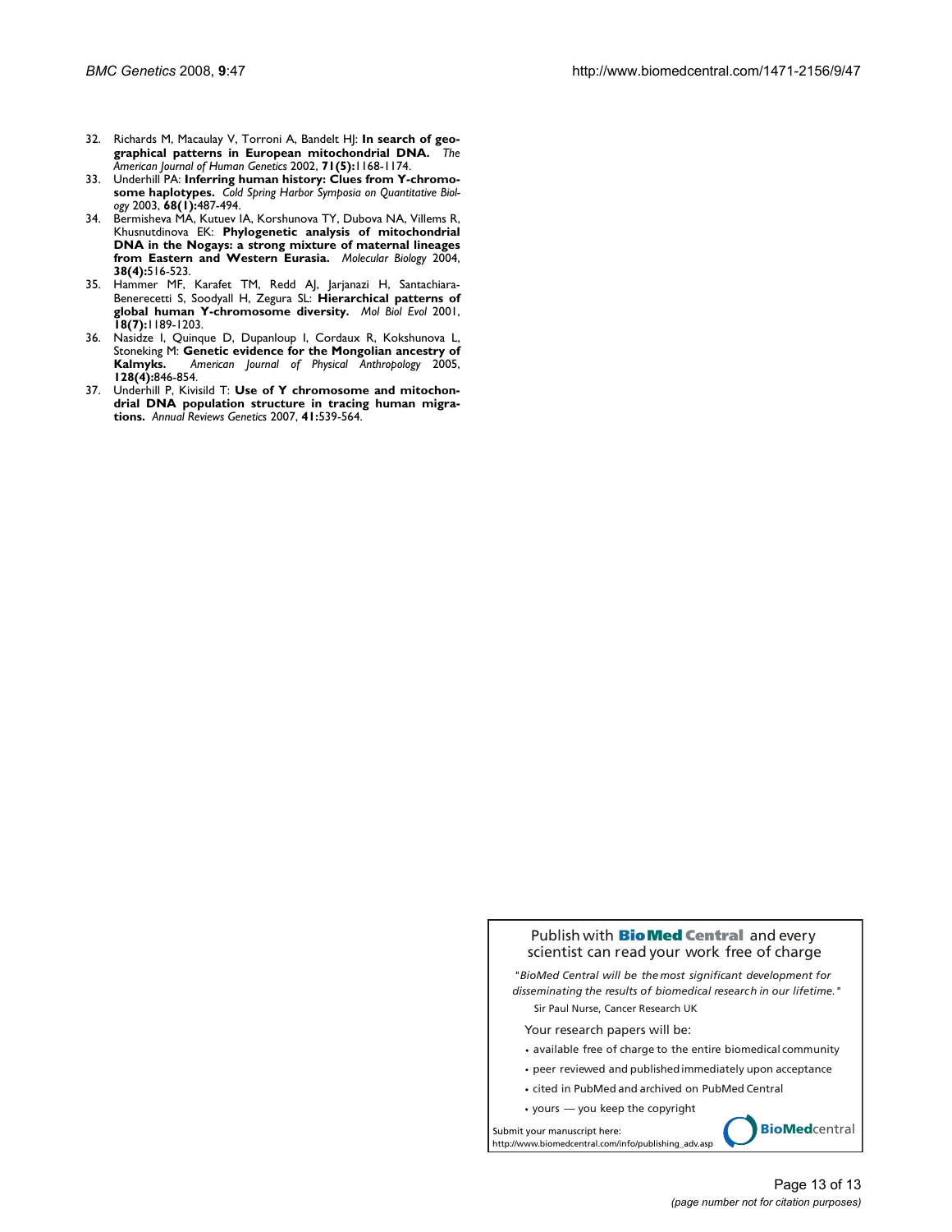32. Richards M, Macaulay V, Torroni A, Bandelt HJ: **In search of geographical patterns in European mitochondrial DNA.** *The American Journal of Human Genetics* 2002, **71(5):**1168-1174.
33. Underhill PA: **Inferring human history: Clues from Y-chromosome haplotypes.** *Cold Spring Harbor Symposia on Quantitative Biology* 2003, **68(1):**487-494.
34. Bermisheva MA, Kutuev IA, Korshunova TY, Dubova NA, Villems R, Khusnutdinova EK: **Phylogenetic analysis of mitochondrial DNA in the Nogays: a strong mixture of maternal lineages from Eastern and Western Eurasia.** *Molecular Biology* 2004, **38(4):**516-523.
35. Hammer MF, Karafet TM, Redd AJ, Jarjanazi H, Santachiara-Benerecetti S, Soodyall H, Zegura SL: **Hierarchical patterns of global human Y-chromosome diversity.** *Mol Biol Evol* 2001, **18(7):**1189-1203.
36. Nasidze I, Quinque D, Dupanloup I, Cordaux R, Kokshunova L, Stoneking M: **Genetic evidence for the Mongolian ancestry of Kalmyks.** *American Journal of Physical Anthropology* 2005, **128(4):**846-854.
37. Underhill P, Kivisild T: **Use of Y chromosome and mitochondrial DNA population structure in tracing human migrations.** *Annual Reviews Genetics* 2007, **41:**539-564.

Publish with **BioMed Central** and every scientist can read your work free of charge

*"BioMed Central will be the most significant development for disseminating the results of biomedical research in our lifetime."*

Sir Paul Nurse, Cancer Research UK

Your research papers will be:

- available free of charge to the entire biomedical community
- peer reviewed and published immediately upon acceptance
- cited in PubMed and archived on PubMed Central
- yours — you keep the copyright

Submit your manuscript here:
http://www.biomedcentral.com/info/publishing_adv.asp

**BioMed**central